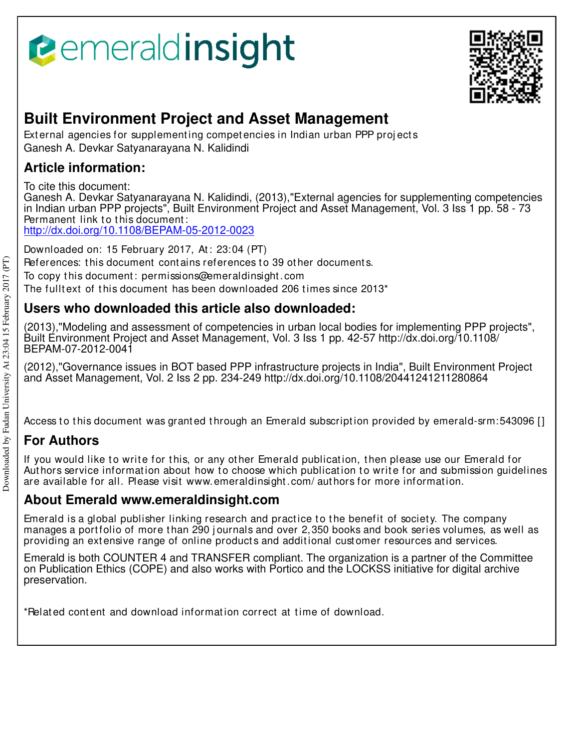# Built Environment Project and Asset Management

External agencies for supplementing competencies in Indian urban PPP projects
Ganesh A. Devkar Satyanarayana N. Kalidindi

## Article information:

To cite this document:
Ganesh A. Devkar Satyanarayana N. Kalidindi, (2013),"External agencies for supplementing competencies in Indian urban PPP projects", Built Environment Project and Asset Management, Vol. 3 Iss 1 pp. 58 - 73
Permanent link to this document:
http://dx.doi.org/10.1108/BEPAM-05-2012-0023

Downloaded on: 15 February 2017, At: 23:04 (PT)
References: this document contains references to 39 other documents.
To copy this document: permissions@emeraldinsight.com
The fulltext of this document has been downloaded 206 times since 2013*

## Users who downloaded this article also downloaded:

(2013),"Modeling and assessment of competencies in urban local bodies for implementing PPP projects", Built Environment Project and Asset Management, Vol. 3 Iss 1 pp. 42-57 http://dx.doi.org/10.1108/BEPAM-07-2012-0041

(2012),"Governance issues in BOT based PPP infrastructure projects in India", Built Environment Project and Asset Management, Vol. 2 Iss 2 pp. 234-249 http://dx.doi.org/10.1108/20441241211280864

Access to this document was granted through an Emerald subscription provided by emerald-srm:543096 []

## For Authors

If you would like to write for this, or any other Emerald publication, then please use our Emerald for Authors service information about how to choose which publication to write for and submission guidelines are available for all. Please visit www.emeraldinsight.com/authors for more information.

## About Emerald www.emeraldinsight.com

Emerald is a global publisher linking research and practice to the benefit of society. The company manages a portfolio of more than 290 journals and over 2,350 books and book series volumes, as well as providing an extensive range of online products and additional customer resources and services.

Emerald is both COUNTER 4 and TRANSFER compliant. The organization is a partner of the Committee on Publication Ethics (COPE) and also works with Portico and the LOCKSS initiative for digital archive preservation.

*Related content and download information correct at time of download.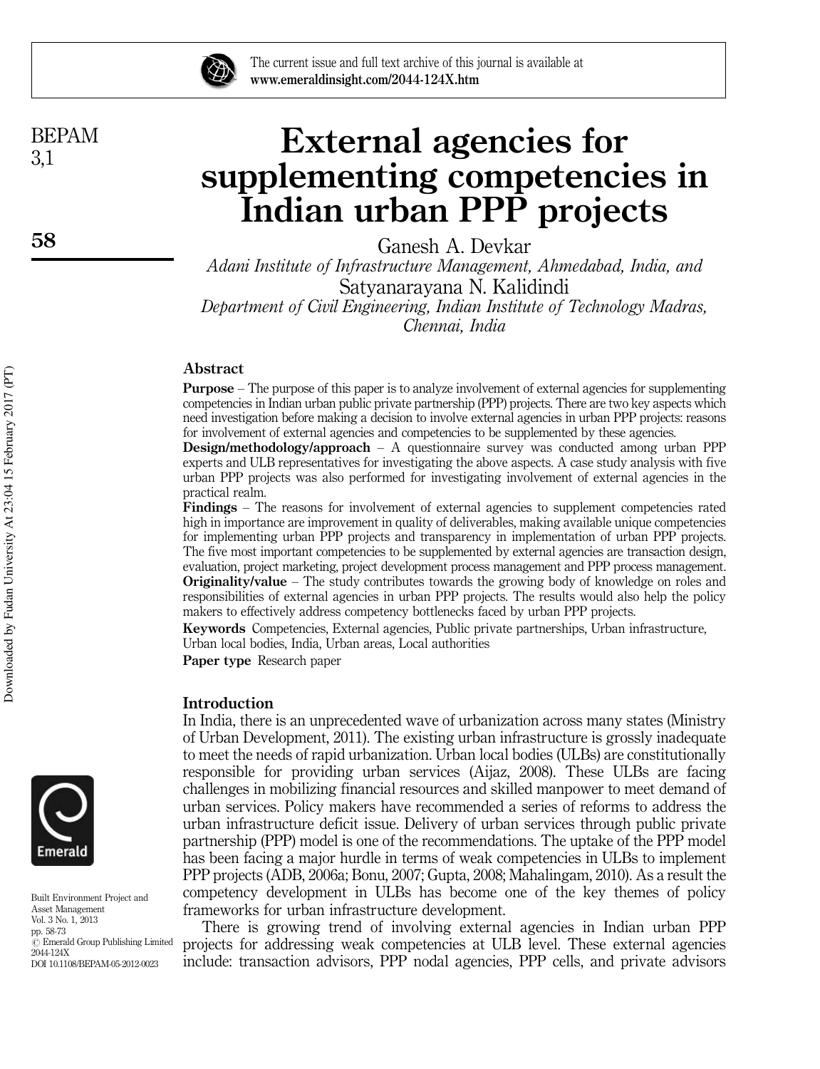# External agencies for supplementing competencies in Indian urban PPP projects

Ganesh A. Devkar

*Adani Institute of Infrastructure Management, Ahmedabad, India, and*

Satyanarayana N. Kalidindi

*Department of Civil Engineering, Indian Institute of Technology Madras, Chennai, India*

## Abstract

**Purpose** – The purpose of this paper is to analyze involvement of external agencies for supplementing competencies in Indian urban public private partnership (PPP) projects. There are two key aspects which need investigation before making a decision to involve external agencies in urban PPP projects: reasons for involvement of external agencies and competencies to be supplemented by these agencies.

**Design/methodology/approach** – A questionnaire survey was conducted among urban PPP experts and ULB representatives for investigating the above aspects. A case study analysis with five urban PPP projects was also performed for investigating involvement of external agencies in the practical realm.

**Findings** – The reasons for involvement of external agencies to supplement competencies rated high in importance are improvement in quality of deliverables, making available unique competencies for implementing urban PPP projects and transparency in implementation of urban PPP projects. The five most important competencies to be supplemented by external agencies are transaction design, evaluation, project marketing, project development process management and PPP process management.

**Originality/value** – The study contributes towards the growing body of knowledge on roles and responsibilities of external agencies in urban PPP projects. The results would also help the policy makers to effectively address competency bottlenecks faced by urban PPP projects.

**Keywords** Competencies, External agencies, Public private partnerships, Urban infrastructure, Urban local bodies, India, Urban areas, Local authorities

**Paper type** Research paper

## Introduction

In India, there is an unprecedented wave of urbanization across many states (Ministry of Urban Development, 2011). The existing urban infrastructure is grossly inadequate to meet the needs of rapid urbanization. Urban local bodies (ULBs) are constitutionally responsible for providing urban services (Aijaz, 2008). These ULBs are facing challenges in mobilizing financial resources and skilled manpower to meet demand of urban services. Policy makers have recommended a series of reforms to address the urban infrastructure deficit issue. Delivery of urban services through public private partnership (PPP) model is one of the recommendations. The uptake of the PPP model has been facing a major hurdle in terms of weak competencies in ULBs to implement PPP projects (ADB, 2006a; Bonu, 2007; Gupta, 2008; Mahalingam, 2010). As a result the competency development in ULBs has become one of the key themes of policy frameworks for urban infrastructure development.

There is growing trend of involving external agencies in Indian urban PPP projects for addressing weak competencies at ULB level. These external agencies include: transaction advisors, PPP nodal agencies, PPP cells, and private advisors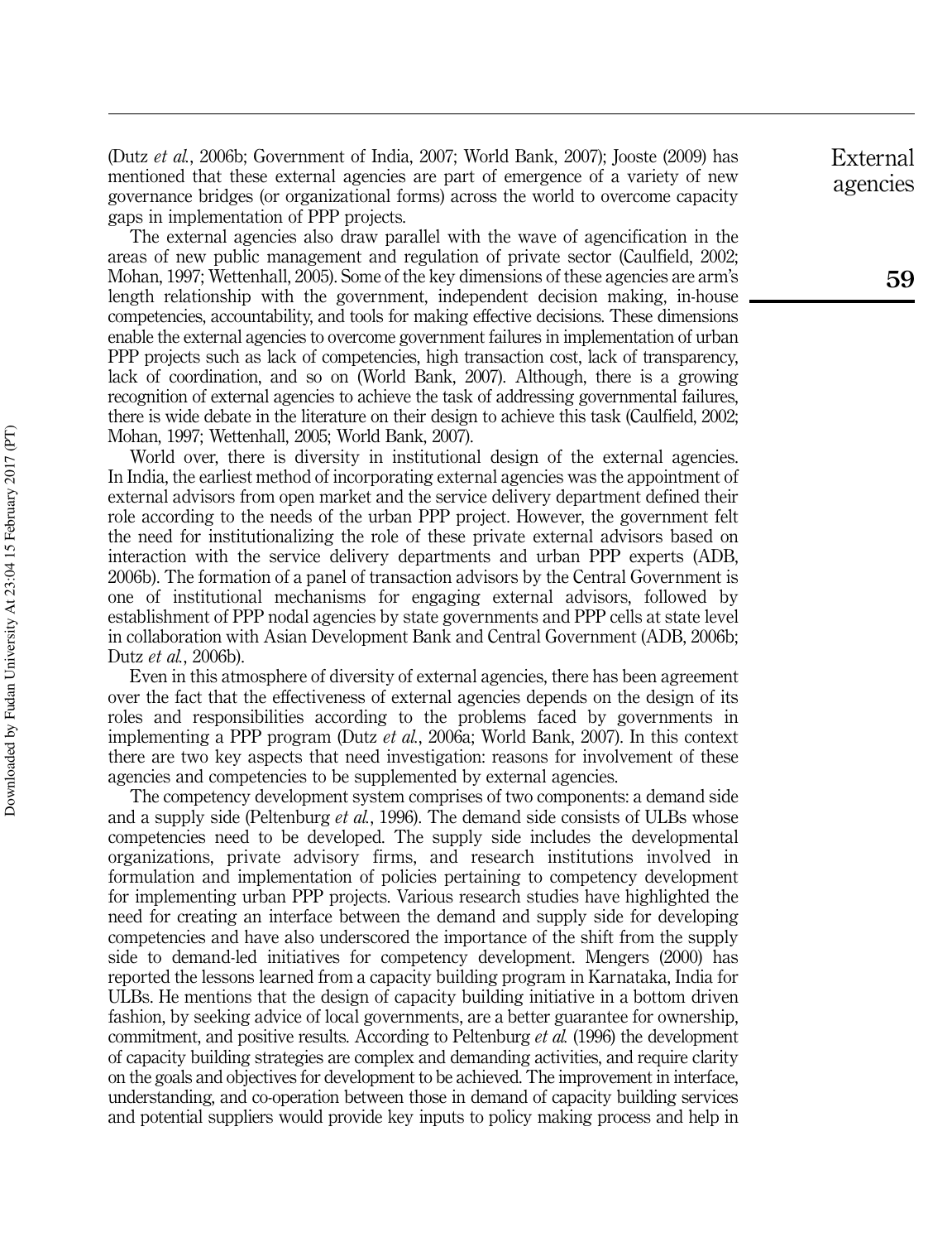(Dutz *et al.*, 2006b; Government of India, 2007; World Bank, 2007); Jooste (2009) has mentioned that these external agencies are part of emergence of a variety of new governance bridges (or organizational forms) across the world to overcome capacity gaps in implementation of PPP projects.

The external agencies also draw parallel with the wave of agencification in the areas of new public management and regulation of private sector (Caulfield, 2002; Mohan, 1997; Wettenhall, 2005). Some of the key dimensions of these agencies are arm's length relationship with the government, independent decision making, in-house competencies, accountability, and tools for making effective decisions. These dimensions enable the external agencies to overcome government failures in implementation of urban PPP projects such as lack of competencies, high transaction cost, lack of transparency, lack of coordination, and so on (World Bank, 2007). Although, there is a growing recognition of external agencies to achieve the task of addressing governmental failures, there is wide debate in the literature on their design to achieve this task (Caulfield, 2002; Mohan, 1997; Wettenhall, 2005; World Bank, 2007).

World over, there is diversity in institutional design of the external agencies. In India, the earliest method of incorporating external agencies was the appointment of external advisors from open market and the service delivery department defined their role according to the needs of the urban PPP project. However, the government felt the need for institutionalizing the role of these private external advisors based on interaction with the service delivery departments and urban PPP experts (ADB, 2006b). The formation of a panel of transaction advisors by the Central Government is one of institutional mechanisms for engaging external advisors, followed by establishment of PPP nodal agencies by state governments and PPP cells at state level in collaboration with Asian Development Bank and Central Government (ADB, 2006b; Dutz *et al.*, 2006b).

Even in this atmosphere of diversity of external agencies, there has been agreement over the fact that the effectiveness of external agencies depends on the design of its roles and responsibilities according to the problems faced by governments in implementing a PPP program (Dutz *et al.*, 2006a; World Bank, 2007). In this context there are two key aspects that need investigation: reasons for involvement of these agencies and competencies to be supplemented by external agencies.

The competency development system comprises of two components: a demand side and a supply side (Peltenburg *et al.*, 1996). The demand side consists of ULBs whose competencies need to be developed. The supply side includes the developmental organizations, private advisory firms, and research institutions involved in formulation and implementation of policies pertaining to competency development for implementing urban PPP projects. Various research studies have highlighted the need for creating an interface between the demand and supply side for developing competencies and have also underscored the importance of the shift from the supply side to demand-led initiatives for competency development. Mengers (2000) has reported the lessons learned from a capacity building program in Karnataka, India for ULBs. He mentions that the design of capacity building initiative in a bottom driven fashion, by seeking advice of local governments, are a better guarantee for ownership, commitment, and positive results. According to Peltenburg *et al.* (1996) the development of capacity building strategies are complex and demanding activities, and require clarity on the goals and objectives for development to be achieved. The improvement in interface, understanding, and co-operation between those in demand of capacity building services and potential suppliers would provide key inputs to policy making process and help in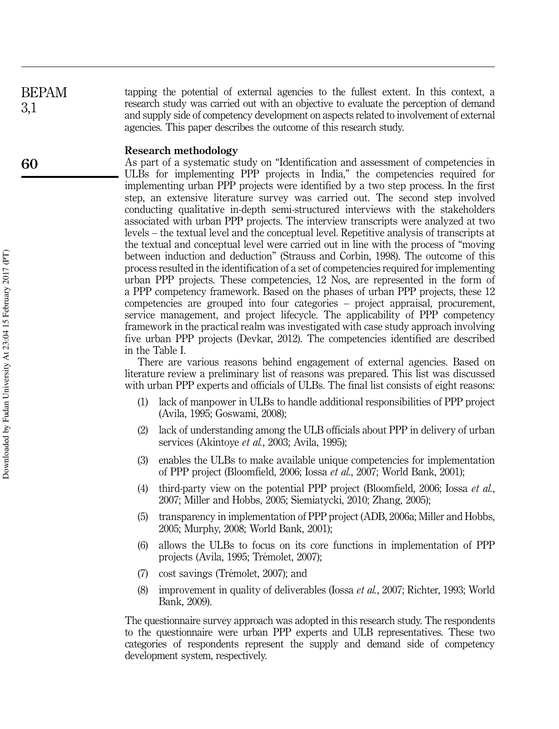tapping the potential of external agencies to the fullest extent. In this context, a research study was carried out with an objective to evaluate the perception of demand and supply side of competency development on aspects related to involvement of external agencies. This paper describes the outcome of this research study.

## Research methodology

As part of a systematic study on "Identification and assessment of competencies in ULBs for implementing PPP projects in India," the competencies required for implementing urban PPP projects were identified by a two step process. In the first step, an extensive literature survey was carried out. The second step involved conducting qualitative in-depth semi-structured interviews with the stakeholders associated with urban PPP projects. The interview transcripts were analyzed at two levels – the textual level and the conceptual level. Repetitive analysis of transcripts at the textual and conceptual level were carried out in line with the process of "moving between induction and deduction" (Strauss and Corbin, 1998). The outcome of this process resulted in the identification of a set of competencies required for implementing urban PPP projects. These competencies, 12 Nos, are represented in the form of a PPP competency framework. Based on the phases of urban PPP projects, these 12 competencies are grouped into four categories – project appraisal, procurement, service management, and project lifecycle. The applicability of PPP competency framework in the practical realm was investigated with case study approach involving five urban PPP projects (Devkar, 2012). The competencies identified are described in the Table I.

There are various reasons behind engagement of external agencies. Based on literature review a preliminary list of reasons was prepared. This list was discussed with urban PPP experts and officials of ULBs. The final list consists of eight reasons:

1. lack of manpower in ULBs to handle additional responsibilities of PPP project (Avila, 1995; Goswami, 2008);
2. lack of understanding among the ULB officials about PPP in delivery of urban services (Akintoye *et al.*, 2003; Avila, 1995);
3. enables the ULBs to make available unique competencies for implementation of PPP project (Bloomfield, 2006; Iossa *et al.*, 2007; World Bank, 2001);
4. third-party view on the potential PPP project (Bloomfield, 2006; Iossa *et al.*, 2007; Miller and Hobbs, 2005; Siemiatycki, 2010; Zhang, 2005);
5. transparency in implementation of PPP project (ADB, 2006a; Miller and Hobbs, 2005; Murphy, 2008; World Bank, 2001);
6. allows the ULBs to focus on its core functions in implementation of PPP projects (Avila, 1995; Trémolet, 2007);
7. cost savings (Trémolet, 2007); and
8. improvement in quality of deliverables (Iossa *et al.*, 2007; Richter, 1993; World Bank, 2009).

The questionnaire survey approach was adopted in this research study. The respondents to the questionnaire were urban PPP experts and ULB representatives. These two categories of respondents represent the supply and demand side of competency development system, respectively.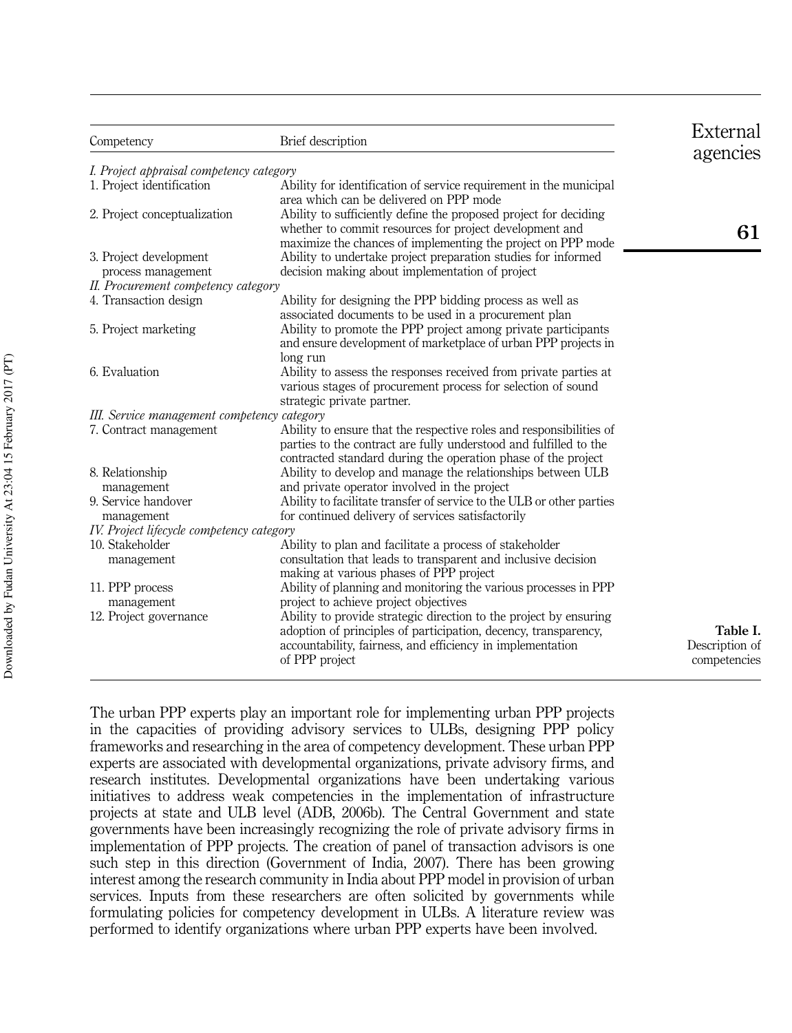**Table I.** Description of competencies

| Competency | Brief description |
|---|---|
| *I. Project appraisal competency category* | |
| 1. Project identification | Ability for identification of service requirement in the municipal area which can be delivered on PPP mode |
| 2. Project conceptualization | Ability to sufficiently define the proposed project for deciding whether to commit resources for project development and maximize the chances of implementing the project on PPP mode |
| 3. Project development process management | Ability to undertake project preparation studies for informed decision making about implementation of project |
| *II. Procurement competency category* | |
| 4. Transaction design | Ability for designing the PPP bidding process as well as associated documents to be used in a procurement plan |
| 5. Project marketing | Ability to promote the PPP project among private participants and ensure development of marketplace of urban PPP projects in long run |
| 6. Evaluation | Ability to assess the responses received from private parties at various stages of procurement process for selection of sound strategic private partner. |
| *III. Service management competency category* | |
| 7. Contract management | Ability to ensure that the respective roles and responsibilities of parties to the contract are fully understood and fulfilled to the contracted standard during the operation phase of the project |
| 8. Relationship management | Ability to develop and manage the relationships between ULB and private operator involved in the project |
| 9. Service handover management | Ability to facilitate transfer of service to the ULB or other parties for continued delivery of services satisfactorily |
| *IV. Project lifecycle competency category* | |
| 10. Stakeholder management | Ability to plan and facilitate a process of stakeholder consultation that leads to transparent and inclusive decision making at various phases of PPP project |
| 11. PPP process management | Ability of planning and monitoring the various processes in PPP project to achieve project objectives |
| 12. Project governance | Ability to provide strategic direction to the project by ensuring adoption of principles of participation, decency, transparency, accountability, fairness, and efficiency in implementation of PPP project |

The urban PPP experts play an important role for implementing urban PPP projects in the capacities of providing advisory services to ULBs, designing PPP policy frameworks and researching in the area of competency development. These urban PPP experts are associated with developmental organizations, private advisory firms, and research institutes. Developmental organizations have been undertaking various initiatives to address weak competencies in the implementation of infrastructure projects at state and ULB level (ADB, 2006b). The Central Government and state governments have been increasingly recognizing the role of private advisory firms in implementation of PPP projects. The creation of panel of transaction advisors is one such step in this direction (Government of India, 2007). There has been growing interest among the research community in India about PPP model in provision of urban services. Inputs from these researchers are often solicited by governments while formulating policies for competency development in ULBs. A literature review was performed to identify organizations where urban PPP experts have been involved.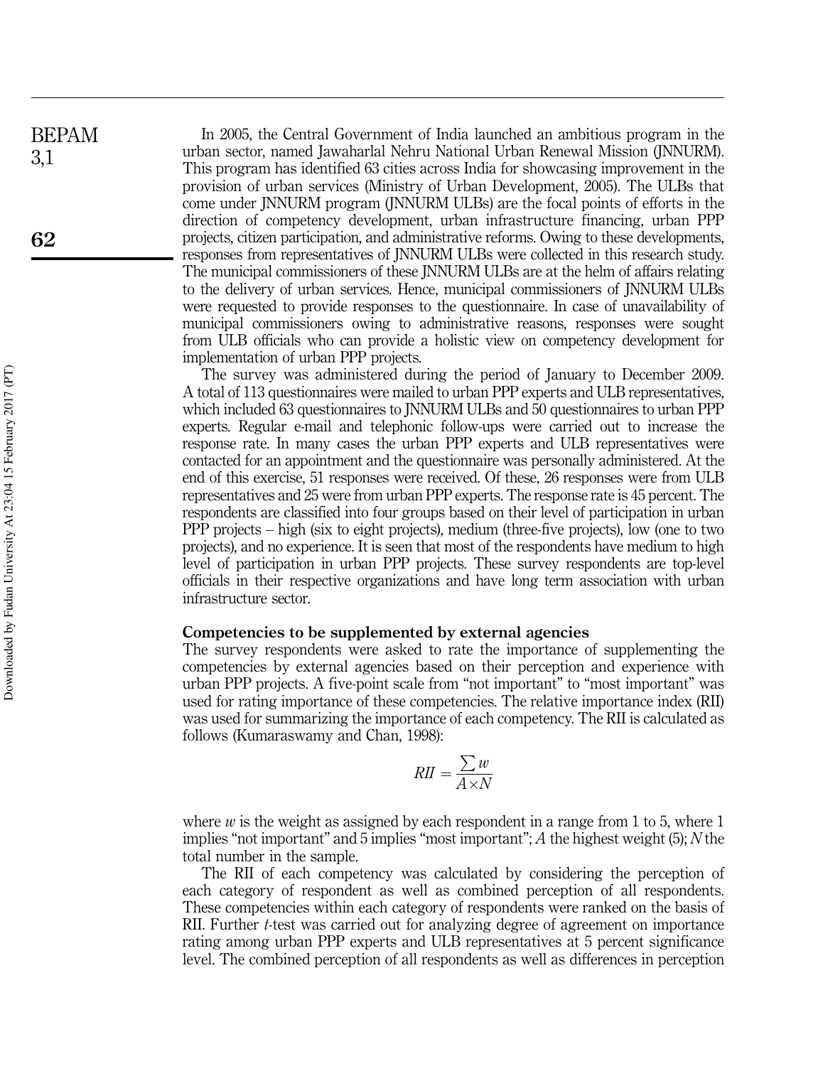In 2005, the Central Government of India launched an ambitious program in the urban sector, named Jawaharlal Nehru National Urban Renewal Mission (JNNURM). This program has identified 63 cities across India for showcasing improvement in the provision of urban services (Ministry of Urban Development, 2005). The ULBs that come under JNNURM program (JNNURM ULBs) are the focal points of efforts in the direction of competency development, urban infrastructure financing, urban PPP projects, citizen participation, and administrative reforms. Owing to these developments, responses from representatives of JNNURM ULBs were collected in this research study. The municipal commissioners of these JNNURM ULBs are at the helm of affairs relating to the delivery of urban services. Hence, municipal commissioners of JNNURM ULBs were requested to provide responses to the questionnaire. In case of unavailability of municipal commissioners owing to administrative reasons, responses were sought from ULB officials who can provide a holistic view on competency development for implementation of urban PPP projects.

The survey was administered during the period of January to December 2009. A total of 113 questionnaires were mailed to urban PPP experts and ULB representatives, which included 63 questionnaires to JNNURM ULBs and 50 questionnaires to urban PPP experts. Regular e-mail and telephonic follow-ups were carried out to increase the response rate. In many cases the urban PPP experts and ULB representatives were contacted for an appointment and the questionnaire was personally administered. At the end of this exercise, 51 responses were received. Of these, 26 responses were from ULB representatives and 25 were from urban PPP experts. The response rate is 45 percent. The respondents are classified into four groups based on their level of participation in urban PPP projects – high (six to eight projects), medium (three-five projects), low (one to two projects), and no experience. It is seen that most of the respondents have medium to high level of participation in urban PPP projects. These survey respondents are top-level officials in their respective organizations and have long term association with urban infrastructure sector.

### Competencies to be supplemented by external agencies

The survey respondents were asked to rate the importance of supplementing the competencies by external agencies based on their perception and experience with urban PPP projects. A five-point scale from "not important" to "most important" was used for rating importance of these competencies. The relative importance index (RII) was used for summarizing the importance of each competency. The RII is calculated as follows (Kumaraswamy and Chan, 1998):

$$RII = \frac{\sum w}{A \times N}$$

where $w$ is the weight as assigned by each respondent in a range from 1 to 5, where 1 implies "not important" and 5 implies "most important"; $A$ the highest weight (5); $N$ the total number in the sample.

The RII of each competency was calculated by considering the perception of each category of respondent as well as combined perception of all respondents. These competencies within each category of respondents were ranked on the basis of RII. Further $t$-test was carried out for analyzing degree of agreement on importance rating among urban PPP experts and ULB representatives at 5 percent significance level. The combined perception of all respondents as well as differences in perception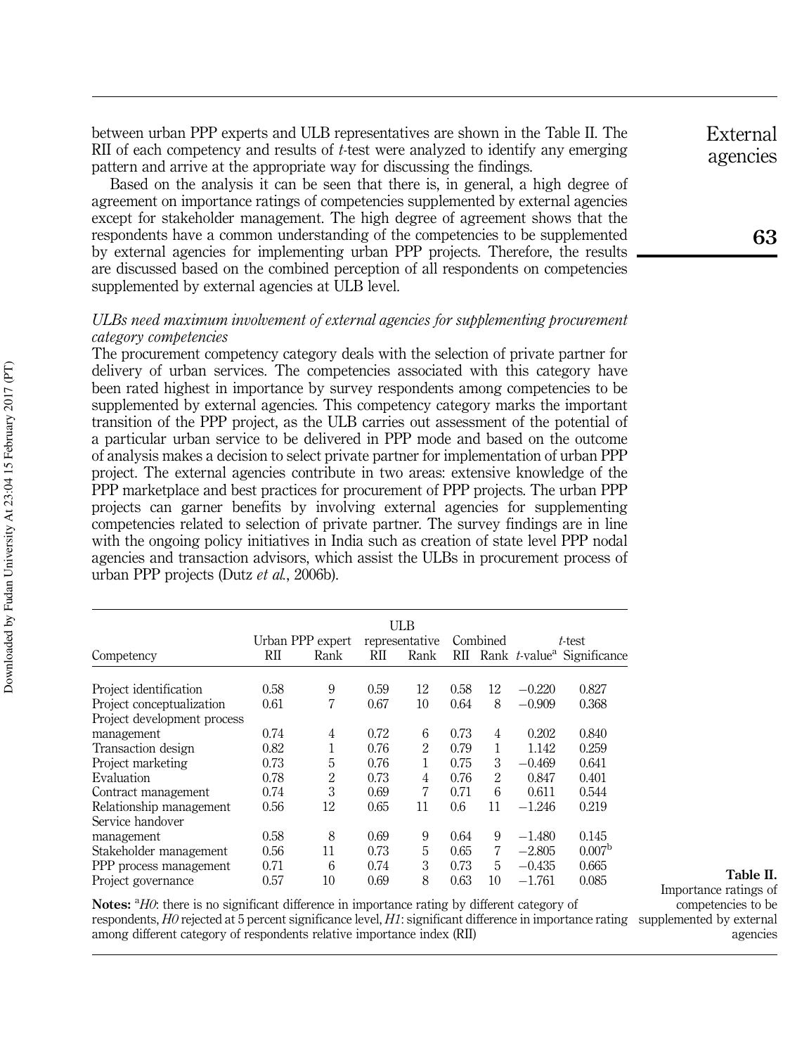between urban PPP experts and ULB representatives are shown in the Table II. The RII of each competency and results of *t*-test were analyzed to identify any emerging pattern and arrive at the appropriate way for discussing the findings.

Based on the analysis it can be seen that there is, in general, a high degree of agreement on importance ratings of competencies supplemented by external agencies except for stakeholder management. The high degree of agreement shows that the respondents have a common understanding of the competencies to be supplemented by external agencies for implementing urban PPP projects. Therefore, the results are discussed based on the combined perception of all respondents on competencies supplemented by external agencies at ULB level.

### *ULBs need maximum involvement of external agencies for supplementing procurement category competencies*

The procurement competency category deals with the selection of private partner for delivery of urban services. The competencies associated with this category have been rated highest in importance by survey respondents among competencies to be supplemented by external agencies. This competency category marks the important transition of the PPP project, as the ULB carries out assessment of the potential of a particular urban service to be delivered in PPP mode and based on the outcome of analysis makes a decision to select private partner for implementation of urban PPP project. The external agencies contribute in two areas: extensive knowledge of the PPP marketplace and best practices for procurement of PPP projects. The urban PPP projects can garner benefits by involving external agencies for supplementing competencies related to selection of private partner. The survey findings are in line with the ongoing policy initiatives in India such as creation of state level PPP nodal agencies and transaction advisors, which assist the ULBs in procurement process of urban PPP projects (Dutz *et al.*, 2006b).

| Competency | Urban PPP expert | | ULB representative | | Combined | | *t*-test | |
|---|---|---|---|---|---|---|---|---|
| | RII | Rank | RII | Rank | RII | Rank | *t*-value[a] | Significance |
| Project identification | 0.58 | 9 | 0.59 | 12 | 0.58 | 12 | −0.220 | 0.827 |
| Project conceptualization | 0.61 | 7 | 0.67 | 10 | 0.64 | 8 | −0.909 | 0.368 |
| Project development process management | 0.74 | 4 | 0.72 | 6 | 0.73 | 4 | 0.202 | 0.840 |
| Transaction design | 0.82 | 1 | 0.76 | 2 | 0.79 | 1 | 1.142 | 0.259 |
| Project marketing | 0.73 | 5 | 0.76 | 1 | 0.75 | 3 | −0.469 | 0.641 |
| Evaluation | 0.78 | 2 | 0.73 | 4 | 0.76 | 2 | 0.847 | 0.401 |
| Contract management | 0.74 | 3 | 0.69 | 7 | 0.71 | 6 | 0.611 | 0.544 |
| Relationship management | 0.56 | 12 | 0.65 | 11 | 0.6 | 11 | −1.246 | 0.219 |
| Service handover management | 0.58 | 8 | 0.69 | 9 | 0.64 | 9 | −1.480 | 0.145 |
| Stakeholder management | 0.56 | 11 | 0.73 | 5 | 0.65 | 7 | −2.805 | 0.007[b] |
| PPP process management | 0.71 | 6 | 0.74 | 3 | 0.73 | 5 | −0.435 | 0.665 |
| Project governance | 0.57 | 10 | 0.69 | 8 | 0.63 | 10 | −1.761 | 0.085 |

**Notes:** [a]*H0*: there is no significant difference in importance rating by different category of respondents, *H0* rejected at 5 percent significance level, *H1*: significant difference in importance rating among different category of respondents relative importance index (RII)

**Table II.** Importance ratings of competencies to be supplemented by external agencies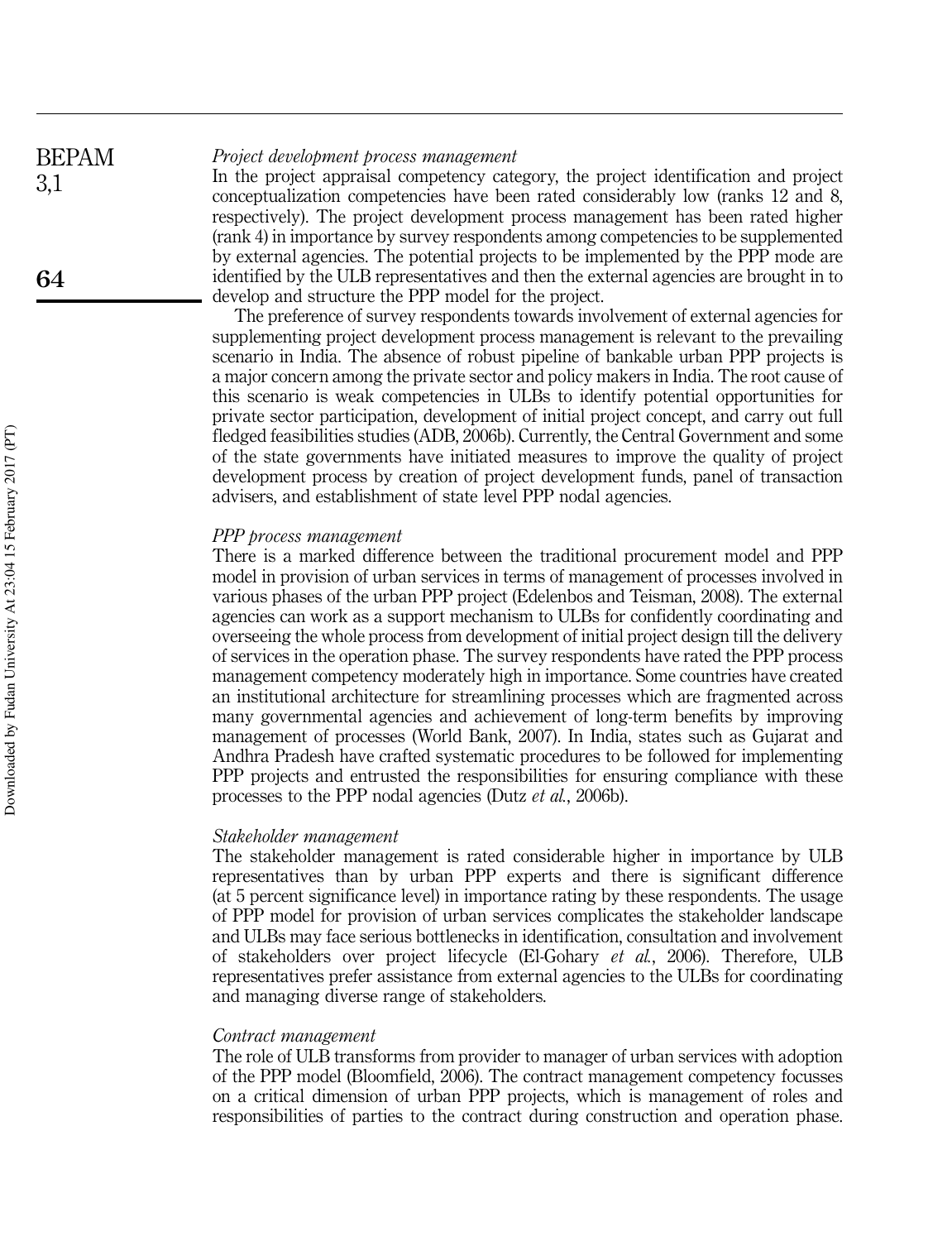### *Project development process management*

In the project appraisal competency category, the project identification and project conceptualization competencies have been rated considerably low (ranks 12 and 8, respectively). The project development process management has been rated higher (rank 4) in importance by survey respondents among competencies to be supplemented by external agencies. The potential projects to be implemented by the PPP mode are identified by the ULB representatives and then the external agencies are brought in to develop and structure the PPP model for the project.

The preference of survey respondents towards involvement of external agencies for supplementing project development process management is relevant to the prevailing scenario in India. The absence of robust pipeline of bankable urban PPP projects is a major concern among the private sector and policy makers in India. The root cause of this scenario is weak competencies in ULBs to identify potential opportunities for private sector participation, development of initial project concept, and carry out full fledged feasibilities studies (ADB, 2006b). Currently, the Central Government and some of the state governments have initiated measures to improve the quality of project development process by creation of project development funds, panel of transaction advisers, and establishment of state level PPP nodal agencies.

### *PPP process management*

There is a marked difference between the traditional procurement model and PPP model in provision of urban services in terms of management of processes involved in various phases of the urban PPP project (Edelenbos and Teisman, 2008). The external agencies can work as a support mechanism to ULBs for confidently coordinating and overseeing the whole process from development of initial project design till the delivery of services in the operation phase. The survey respondents have rated the PPP process management competency moderately high in importance. Some countries have created an institutional architecture for streamlining processes which are fragmented across many governmental agencies and achievement of long-term benefits by improving management of processes (World Bank, 2007). In India, states such as Gujarat and Andhra Pradesh have crafted systematic procedures to be followed for implementing PPP projects and entrusted the responsibilities for ensuring compliance with these processes to the PPP nodal agencies (Dutz *et al.*, 2006b).

### *Stakeholder management*

The stakeholder management is rated considerable higher in importance by ULB representatives than by urban PPP experts and there is significant difference (at 5 percent significance level) in importance rating by these respondents. The usage of PPP model for provision of urban services complicates the stakeholder landscape and ULBs may face serious bottlenecks in identification, consultation and involvement of stakeholders over project lifecycle (El-Gohary *et al.*, 2006). Therefore, ULB representatives prefer assistance from external agencies to the ULBs for coordinating and managing diverse range of stakeholders.

### *Contract management*

The role of ULB transforms from provider to manager of urban services with adoption of the PPP model (Bloomfield, 2006). The contract management competency focusses on a critical dimension of urban PPP projects, which is management of roles and responsibilities of parties to the contract during construction and operation phase.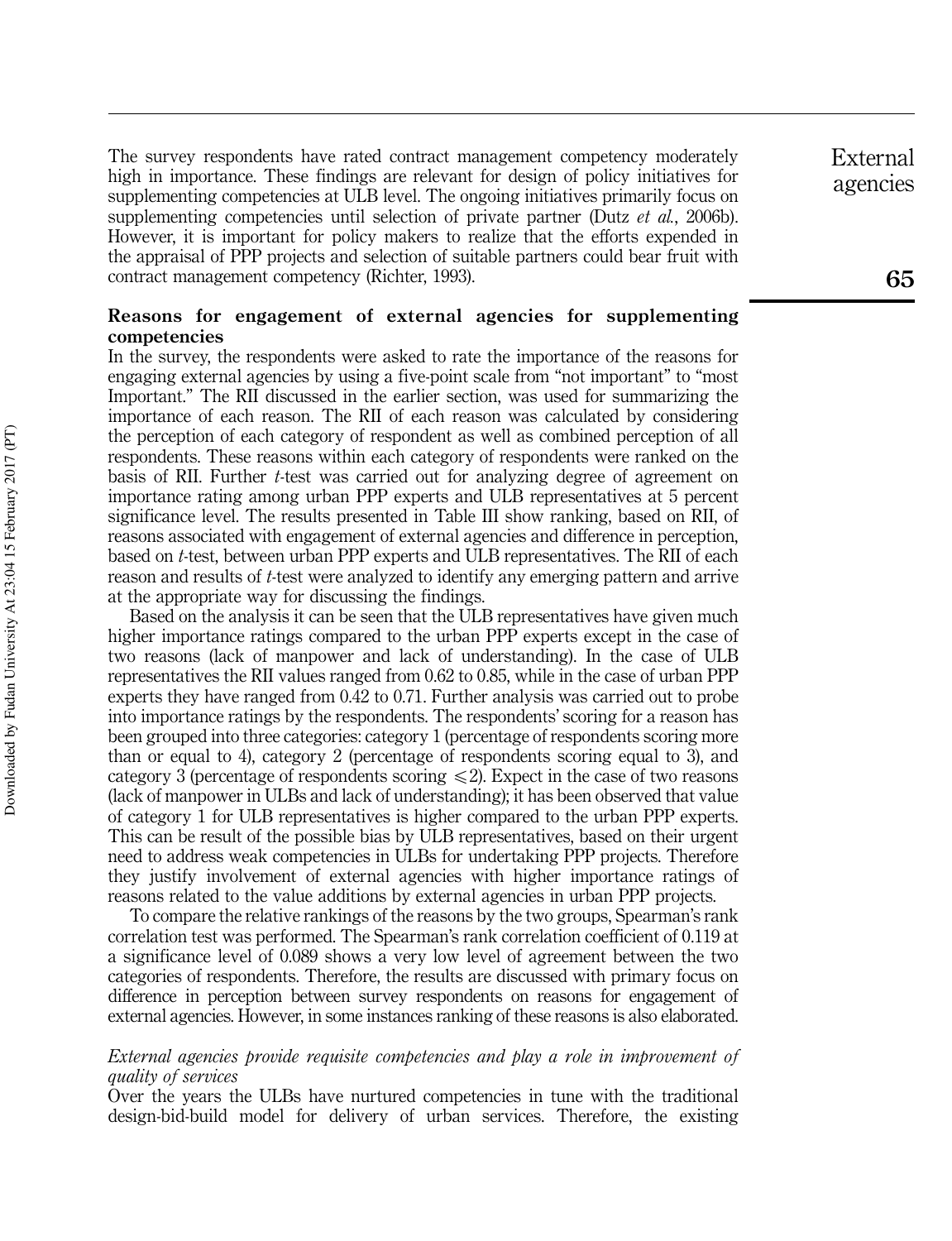The survey respondents have rated contract management competency moderately high in importance. These findings are relevant for design of policy initiatives for supplementing competencies at ULB level. The ongoing initiatives primarily focus on supplementing competencies until selection of private partner (Dutz *et al.*, 2006b). However, it is important for policy makers to realize that the efforts expended in the appraisal of PPP projects and selection of suitable partners could bear fruit with contract management competency (Richter, 1993).

## Reasons for engagement of external agencies for supplementing competencies

In the survey, the respondents were asked to rate the importance of the reasons for engaging external agencies by using a five-point scale from "not important" to "most Important." The RII discussed in the earlier section, was used for summarizing the importance of each reason. The RII of each reason was calculated by considering the perception of each category of respondent as well as combined perception of all respondents. These reasons within each category of respondents were ranked on the basis of RII. Further *t*-test was carried out for analyzing degree of agreement on importance rating among urban PPP experts and ULB representatives at 5 percent significance level. The results presented in Table III show ranking, based on RII, of reasons associated with engagement of external agencies and difference in perception, based on *t*-test, between urban PPP experts and ULB representatives. The RII of each reason and results of *t*-test were analyzed to identify any emerging pattern and arrive at the appropriate way for discussing the findings.

Based on the analysis it can be seen that the ULB representatives have given much higher importance ratings compared to the urban PPP experts except in the case of two reasons (lack of manpower and lack of understanding). In the case of ULB representatives the RII values ranged from 0.62 to 0.85, while in the case of urban PPP experts they have ranged from 0.42 to 0.71. Further analysis was carried out to probe into importance ratings by the respondents. The respondents' scoring for a reason has been grouped into three categories: category 1 (percentage of respondents scoring more than or equal to 4), category 2 (percentage of respondents scoring equal to 3), and category 3 (percentage of respondents scoring $\leqslant 2$). Expect in the case of two reasons (lack of manpower in ULBs and lack of understanding); it has been observed that value of category 1 for ULB representatives is higher compared to the urban PPP experts. This can be result of the possible bias by ULB representatives, based on their urgent need to address weak competencies in ULBs for undertaking PPP projects. Therefore they justify involvement of external agencies with higher importance ratings of reasons related to the value additions by external agencies in urban PPP projects.

To compare the relative rankings of the reasons by the two groups, Spearman's rank correlation test was performed. The Spearman's rank correlation coefficient of 0.119 at a significance level of 0.089 shows a very low level of agreement between the two categories of respondents. Therefore, the results are discussed with primary focus on difference in perception between survey respondents on reasons for engagement of external agencies. However, in some instances ranking of these reasons is also elaborated.

### *External agencies provide requisite competencies and play a role in improvement of quality of services*

Over the years the ULBs have nurtured competencies in tune with the traditional design-bid-build model for delivery of urban services. Therefore, the existing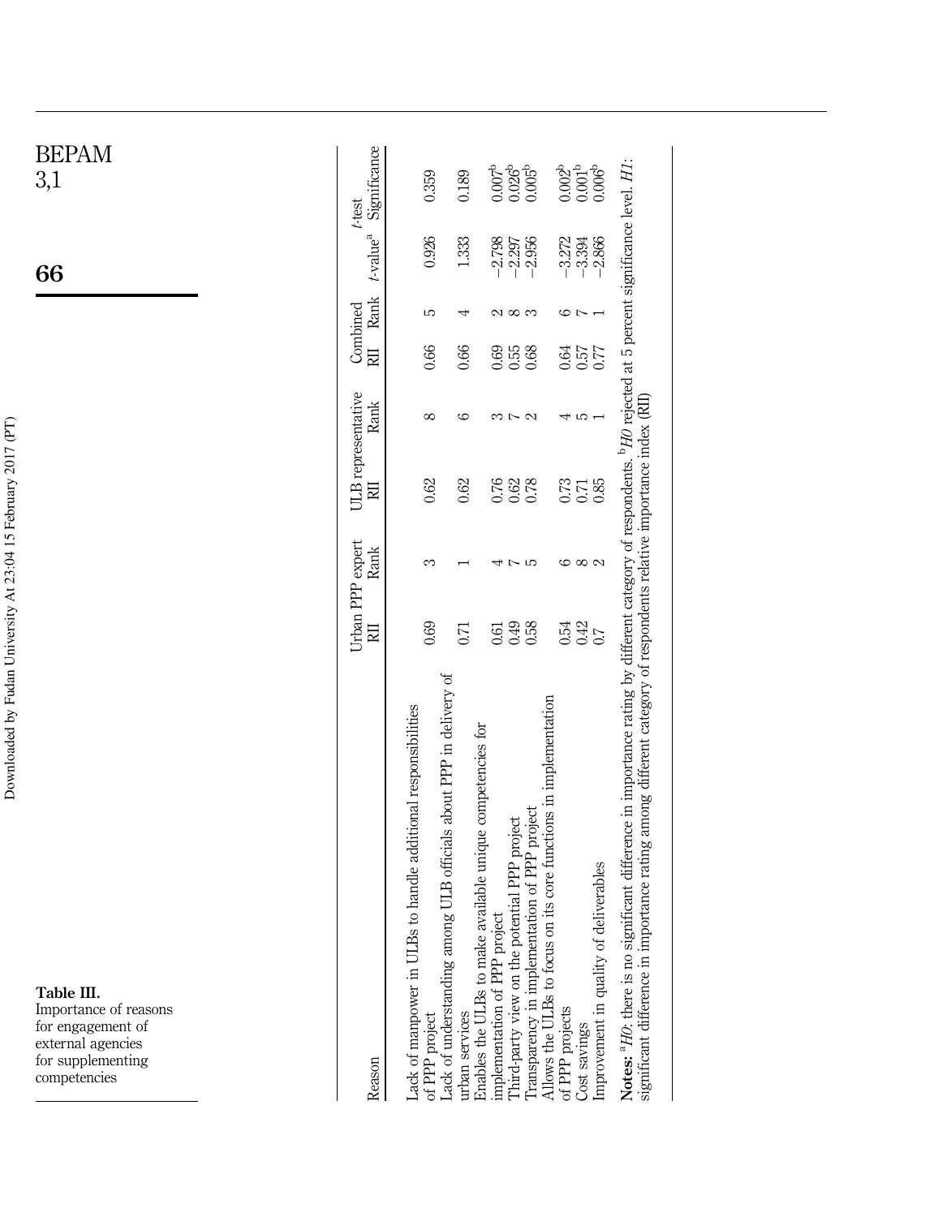**Table III.** Importance of reasons for engagement of external agencies for supplementing competencies

| Reason | Urban PPP expert | | ULB representative | | Combined | | *t*-test | |
|---|---|---|---|---|---|---|---|---|
| | RII | Rank | RII | Rank | RII | Rank | *t*-value[a] | Significance |
| Lack of manpower in ULBs to handle additional responsibilities of PPP project | 0.69 | 3 | 0.62 | 8 | 0.66 | 5 | 0.926 | 0.359 |
| Lack of understanding among ULB officials about PPP in delivery of urban services | 0.71 | 1 | 0.62 | 6 | 0.66 | 4 | 1.333 | 0.189 |
| Enables the ULBs to make available unique competencies for implementation of PPP project | 0.61 | 4 | 0.76 | 3 | 0.69 | 2 | −2.798 | 0.007[b] |
| Third-party view on the potential PPP project | 0.49 | 7 | 0.62 | 7 | 0.55 | 8 | −2.297 | 0.026[b] |
| Transparency in implementation of PPP project | 0.58 | 5 | 0.78 | 2 | 0.68 | 3 | −2.956 | 0.005[b] |
| Allows the ULBs to focus on its core functions in implementation of PPP projects | 0.54 | 6 | 0.73 | 4 | 0.64 | 6 | −3.272 | 0.002[b] |
| Cost savings | 0.42 | 8 | 0.71 | 5 | 0.57 | 7 | −3.394 | 0.001[b] |
| Improvement in quality of deliverables | 0.7 | 2 | 0.85 | 1 | 0.77 | 1 | −2.866 | 0.006[b] |

**Notes:** [a]*H0*: there is no significant difference in importance rating by different category of respondents. [b]*H0* rejected at 5 percent significance level. *H1*: significant difference in importance rating among different category of respondents relative importance index (RII)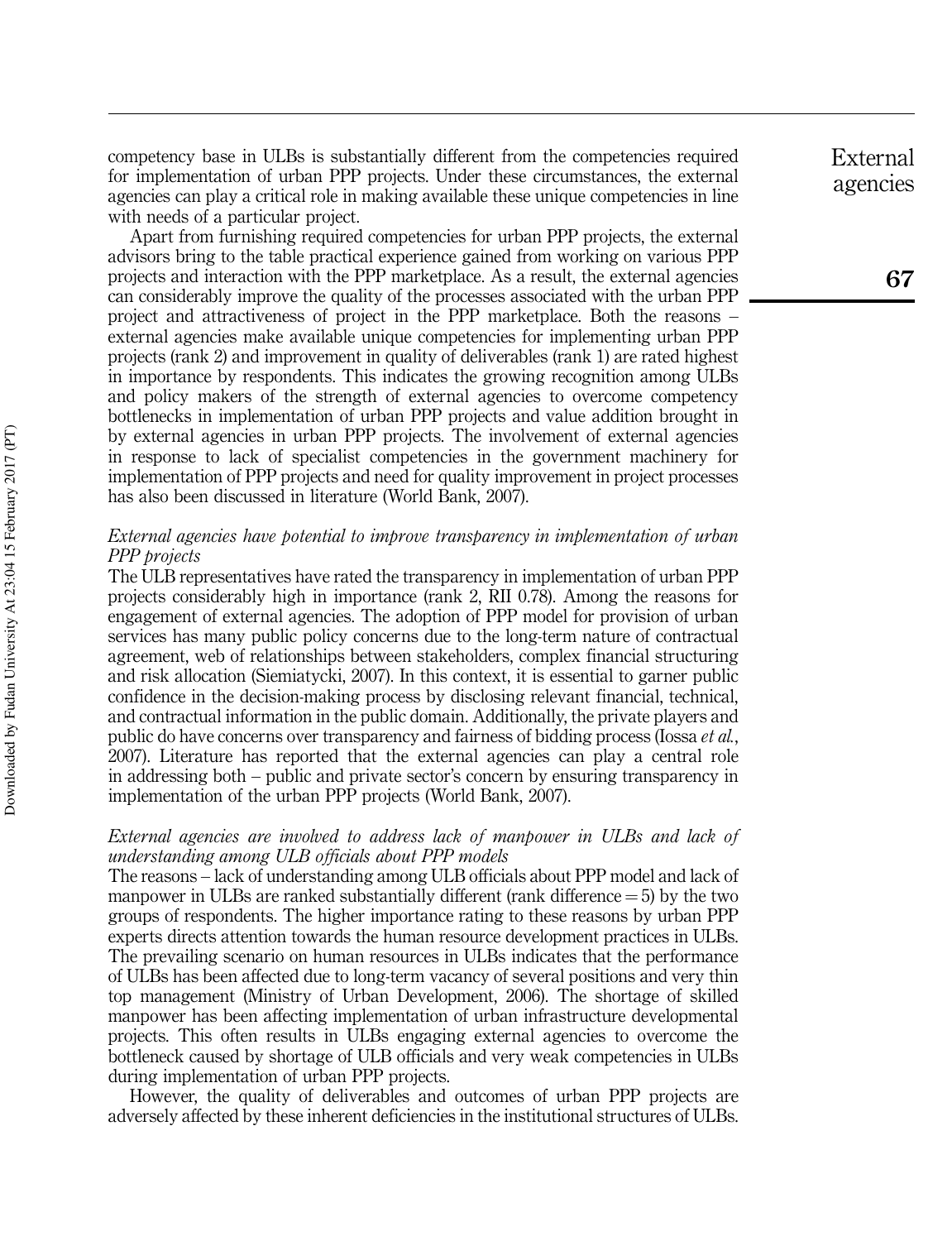competency base in ULBs is substantially different from the competencies required for implementation of urban PPP projects. Under these circumstances, the external agencies can play a critical role in making available these unique competencies in line with needs of a particular project.

Apart from furnishing required competencies for urban PPP projects, the external advisors bring to the table practical experience gained from working on various PPP projects and interaction with the PPP marketplace. As a result, the external agencies can considerably improve the quality of the processes associated with the urban PPP project and attractiveness of project in the PPP marketplace. Both the reasons – external agencies make available unique competencies for implementing urban PPP projects (rank 2) and improvement in quality of deliverables (rank 1) are rated highest in importance by respondents. This indicates the growing recognition among ULBs and policy makers of the strength of external agencies to overcome competency bottlenecks in implementation of urban PPP projects and value addition brought in by external agencies in urban PPP projects. The involvement of external agencies in response to lack of specialist competencies in the government machinery for implementation of PPP projects and need for quality improvement in project processes has also been discussed in literature (World Bank, 2007).

*External agencies have potential to improve transparency in implementation of urban PPP projects*

The ULB representatives have rated the transparency in implementation of urban PPP projects considerably high in importance (rank 2, RII 0.78). Among the reasons for engagement of external agencies. The adoption of PPP model for provision of urban services has many public policy concerns due to the long-term nature of contractual agreement, web of relationships between stakeholders, complex financial structuring and risk allocation (Siemiatycki, 2007). In this context, it is essential to garner public confidence in the decision-making process by disclosing relevant financial, technical, and contractual information in the public domain. Additionally, the private players and public do have concerns over transparency and fairness of bidding process (Iossa *et al.*, 2007). Literature has reported that the external agencies can play a central role in addressing both – public and private sector's concern by ensuring transparency in implementation of the urban PPP projects (World Bank, 2007).

*External agencies are involved to address lack of manpower in ULBs and lack of understanding among ULB officials about PPP models*

The reasons – lack of understanding among ULB officials about PPP model and lack of manpower in ULBs are ranked substantially different (rank difference = 5) by the two groups of respondents. The higher importance rating to these reasons by urban PPP experts directs attention towards the human resource development practices in ULBs. The prevailing scenario on human resources in ULBs indicates that the performance of ULBs has been affected due to long-term vacancy of several positions and very thin top management (Ministry of Urban Development, 2006). The shortage of skilled manpower has been affecting implementation of urban infrastructure developmental projects. This often results in ULBs engaging external agencies to overcome the bottleneck caused by shortage of ULB officials and very weak competencies in ULBs during implementation of urban PPP projects.

However, the quality of deliverables and outcomes of urban PPP projects are adversely affected by these inherent deficiencies in the institutional structures of ULBs.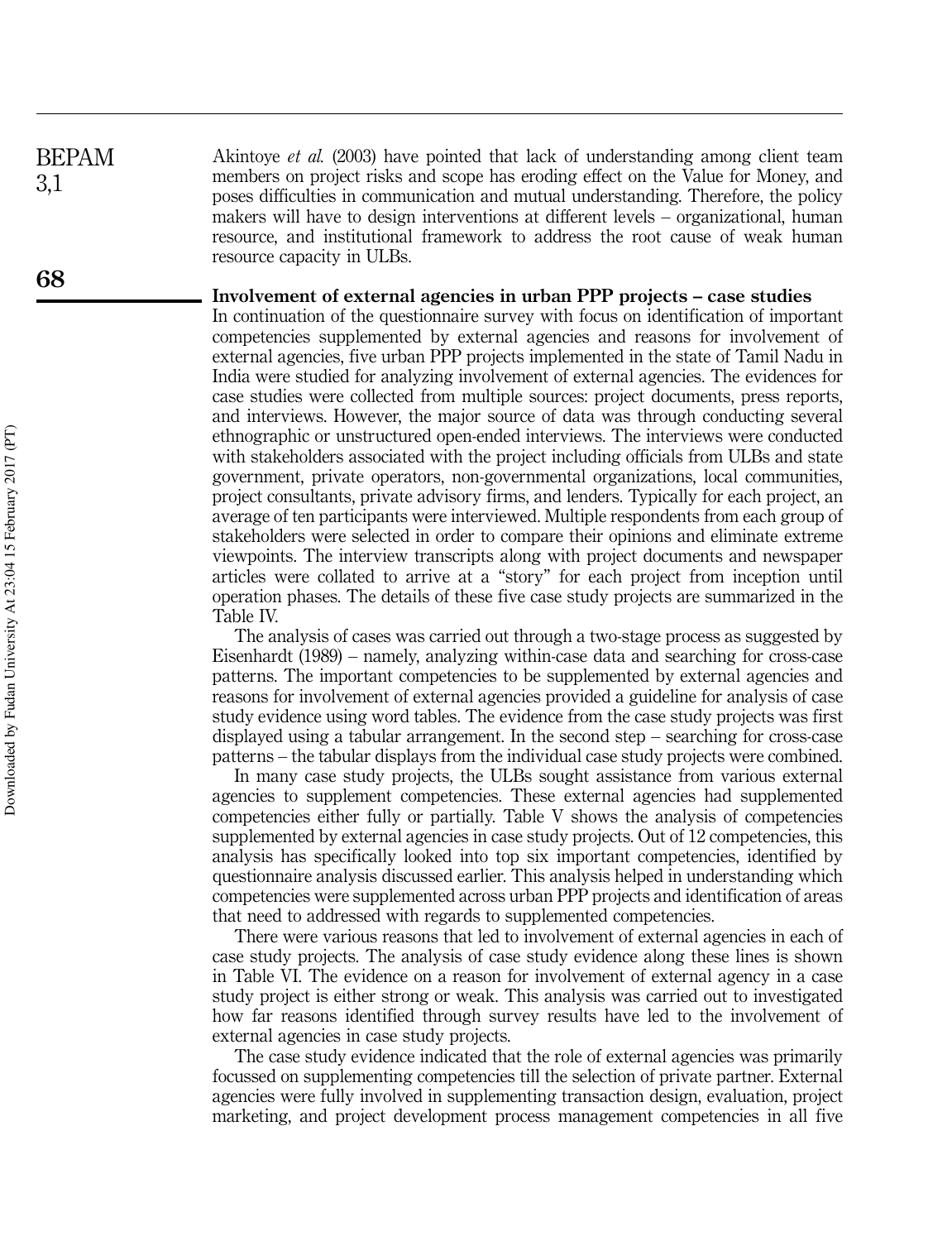Akintoye *et al.* (2003) have pointed that lack of understanding among client team members on project risks and scope has eroding effect on the Value for Money, and poses difficulties in communication and mutual understanding. Therefore, the policy makers will have to design interventions at different levels – organizational, human resource, and institutional framework to address the root cause of weak human resource capacity in ULBs.

## Involvement of external agencies in urban PPP projects – case studies

In continuation of the questionnaire survey with focus on identification of important competencies supplemented by external agencies and reasons for involvement of external agencies, five urban PPP projects implemented in the state of Tamil Nadu in India were studied for analyzing involvement of external agencies. The evidences for case studies were collected from multiple sources: project documents, press reports, and interviews. However, the major source of data was through conducting several ethnographic or unstructured open-ended interviews. The interviews were conducted with stakeholders associated with the project including officials from ULBs and state government, private operators, non-governmental organizations, local communities, project consultants, private advisory firms, and lenders. Typically for each project, an average of ten participants were interviewed. Multiple respondents from each group of stakeholders were selected in order to compare their opinions and eliminate extreme viewpoints. The interview transcripts along with project documents and newspaper articles were collated to arrive at a "story" for each project from inception until operation phases. The details of these five case study projects are summarized in the Table IV.

The analysis of cases was carried out through a two-stage process as suggested by Eisenhardt (1989) – namely, analyzing within-case data and searching for cross-case patterns. The important competencies to be supplemented by external agencies and reasons for involvement of external agencies provided a guideline for analysis of case study evidence using word tables. The evidence from the case study projects was first displayed using a tabular arrangement. In the second step – searching for cross-case patterns – the tabular displays from the individual case study projects were combined.

In many case study projects, the ULBs sought assistance from various external agencies to supplement competencies. These external agencies had supplemented competencies either fully or partially. Table V shows the analysis of competencies supplemented by external agencies in case study projects. Out of 12 competencies, this analysis has specifically looked into top six important competencies, identified by questionnaire analysis discussed earlier. This analysis helped in understanding which competencies were supplemented across urban PPP projects and identification of areas that need to addressed with regards to supplemented competencies.

There were various reasons that led to involvement of external agencies in each of case study projects. The analysis of case study evidence along these lines is shown in Table VI. The evidence on a reason for involvement of external agency in a case study project is either strong or weak. This analysis was carried out to investigated how far reasons identified through survey results have led to the involvement of external agencies in case study projects.

The case study evidence indicated that the role of external agencies was primarily focussed on supplementing competencies till the selection of private partner. External agencies were fully involved in supplementing transaction design, evaluation, project marketing, and project development process management competencies in all five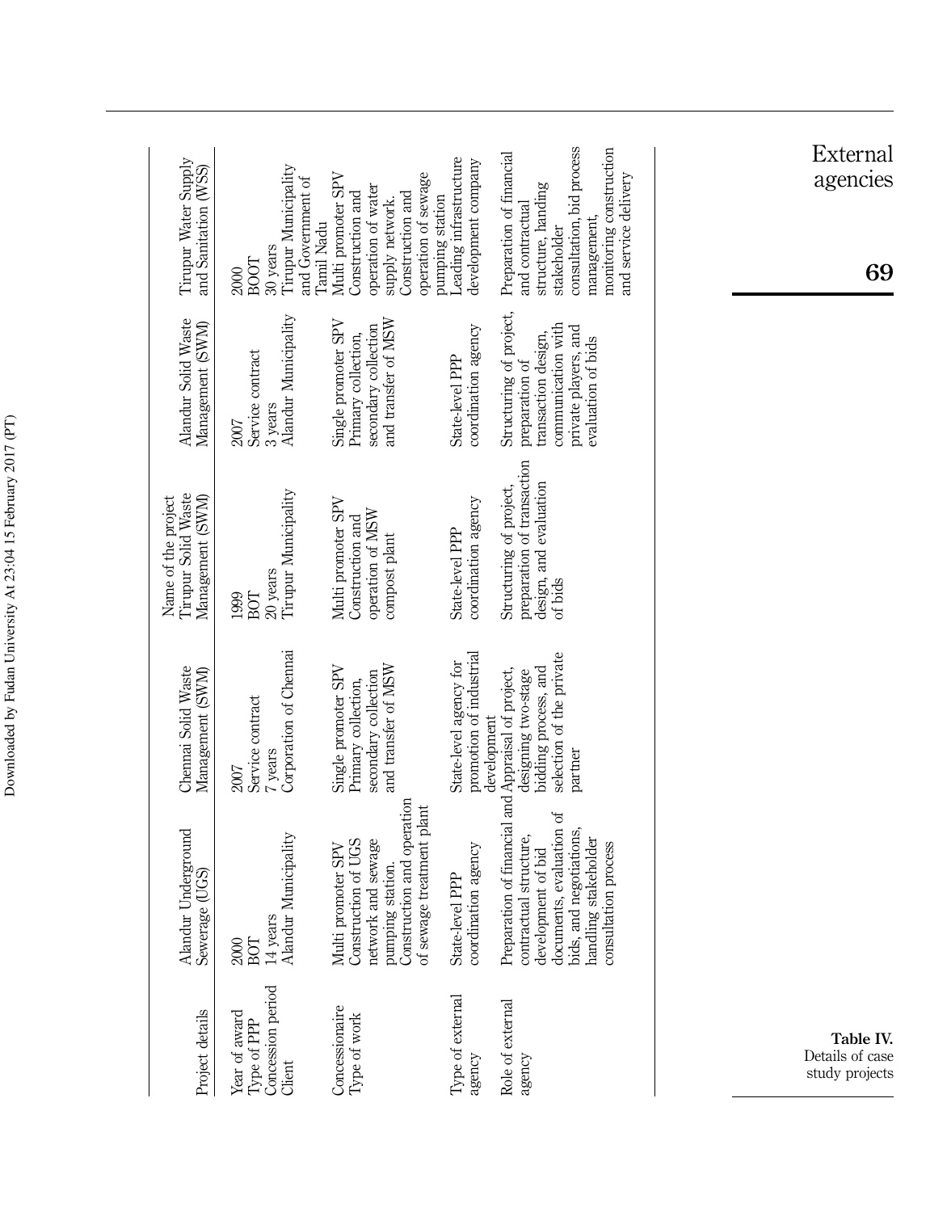**Table IV.** Details of case study projects

| Project details | Alandur Underground Sewerage (UGS) | Chennai Solid Waste Management (SWM) | Tirupur Solid Waste Management (SWM) | Alandur Solid Waste Management (SWM) | Tirupur Water Supply and Sanitation (WSS) |
|---|---|---|---|---|---|
| | | | Name of the project | | |
| Year of award | 2000 | 2007 | 1999 | 2007 | 2000 |
| Type of PPP | BOT | Service contract | BOT | Service contract | BOOT |
| Concession period | 14 years | 7 years | 20 years | 3 years | 30 years |
| Client | Alandur Municipality | Corporation of Chennai | Tirupur Municipality | Alandur Municipality | Tirupur Municipality and Government of Tamil Nadu |
| Concessionaire | Multi promoter SPV | Single promoter SPV | Multi promoter SPV | Single promoter SPV | Multi promoter SPV |
| Type of work | Construction of UGS network and sewage pumping station. Construction and operation of sewage treatment plant | Primary collection, secondary collection and transfer of MSW | Construction and operation of MSW compost plant | Primary collection, secondary collection and transfer of MSW | Construction and operation of water supply network. Construction and operation of sewage pumping station |
| Type of external agency | State-level PPP coordination agency | State-level agency for promotion of industrial development | State-level PPP coordination agency | State-level PPP coordination agency | Leading infrastructure development company |
| Role of external agency | Preparation of financial and contractual structure, development of bid documents, evaluation of bids, and negotiations, handling stakeholder consultation process | Appraisal of project, designing two-stage bidding process, and selection of the private partner | Structuring of project, preparation of transaction design, and evaluation of bids | Structuring of project, preparation of transaction design, communication with private players, and evaluation of bids | Preparation of financial and contractual structure, handing stakeholder consultation, bid process management, monitoring construction and service delivery |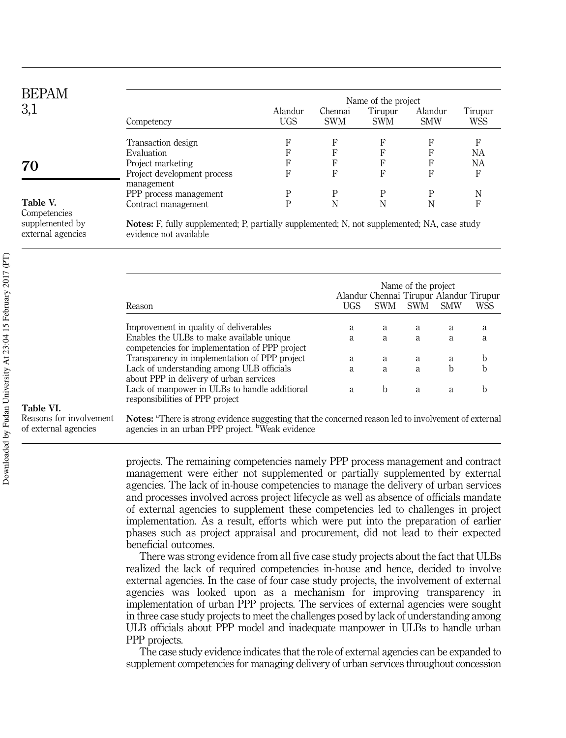**Table V.** Competencies supplemented by external agencies

| Competency | Name of the project | | | | |
|---|---|---|---|---|---|
| | Alandur UGS | Chennai SWM | Tirupur SWM | Alandur SMW | Tirupur WSS |
| Transaction design | F | F | F | F | F |
| Evaluation | F | F | F | F | NA |
| Project marketing | F | F | F | F | NA |
| Project development process management | F | F | F | F | F |
| PPP process management | P | P | P | P | N |
| Contract management | P | N | N | N | F |

**Notes:** F, fully supplemented; P, partially supplemented; N, not supplemented; NA, case study evidence not available

**Table VI.** Reasons for involvement of external agencies

| Reason | Name of the project | | | | |
|---|---|---|---|---|---|
| | Alandur UGS | Chennai SWM | Tirupur SWM | Alandur SMW | Tirupur WSS |
| Improvement in quality of deliverables | a | a | a | a | a |
| Enables the ULBs to make available unique competencies for implementation of PPP project | a | a | a | a | a |
| Transparency in implementation of PPP project | a | a | a | a | b |
| Lack of understanding among ULB officials about PPP in delivery of urban services | a | a | a | b | b |
| Lack of manpower in ULBs to handle additional responsibilities of PPP project | a | b | a | a | b |

**Notes:** [a]There is strong evidence suggesting that the concerned reason led to involvement of external agencies in an urban PPP project. [b]Weak evidence

projects. The remaining competencies namely PPP process management and contract management were either not supplemented or partially supplemented by external agencies. The lack of in-house competencies to manage the delivery of urban services and processes involved across project lifecycle as well as absence of officials mandate of external agencies to supplement these competencies led to challenges in project implementation. As a result, efforts which were put into the preparation of earlier phases such as project appraisal and procurement, did not lead to their expected beneficial outcomes.

There was strong evidence from all five case study projects about the fact that ULBs realized the lack of required competencies in-house and hence, decided to involve external agencies. In the case of four case study projects, the involvement of external agencies was looked upon as a mechanism for improving transparency in implementation of urban PPP projects. The services of external agencies were sought in three case study projects to meet the challenges posed by lack of understanding among ULB officials about PPP model and inadequate manpower in ULBs to handle urban PPP projects.

The case study evidence indicates that the role of external agencies can be expanded to supplement competencies for managing delivery of urban services throughout concession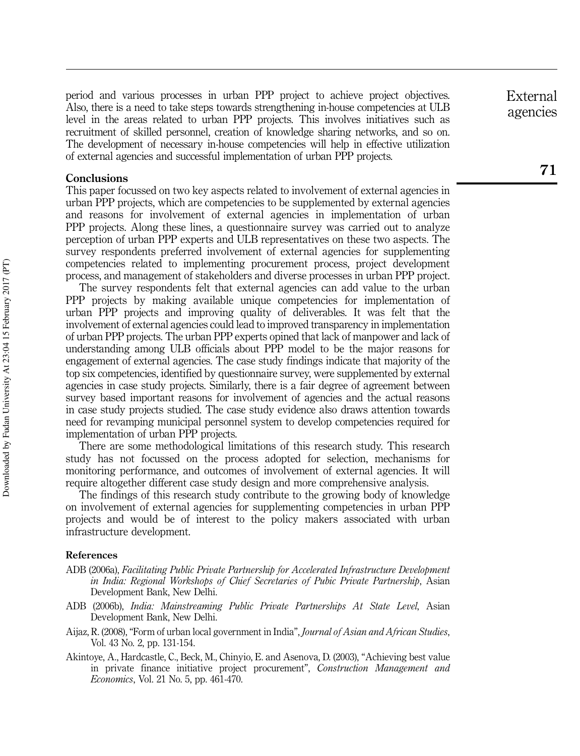period and various processes in urban PPP project to achieve project objectives. Also, there is a need to take steps towards strengthening in-house competencies at ULB level in the areas related to urban PPP projects. This involves initiatives such as recruitment of skilled personnel, creation of knowledge sharing networks, and so on. The development of necessary in-house competencies will help in effective utilization of external agencies and successful implementation of urban PPP projects.

## Conclusions

This paper focussed on two key aspects related to involvement of external agencies in urban PPP projects, which are competencies to be supplemented by external agencies and reasons for involvement of external agencies in implementation of urban PPP projects. Along these lines, a questionnaire survey was carried out to analyze perception of urban PPP experts and ULB representatives on these two aspects. The survey respondents preferred involvement of external agencies for supplementing competencies related to implementing procurement process, project development process, and management of stakeholders and diverse processes in urban PPP project.

The survey respondents felt that external agencies can add value to the urban PPP projects by making available unique competencies for implementation of urban PPP projects and improving quality of deliverables. It was felt that the involvement of external agencies could lead to improved transparency in implementation of urban PPP projects. The urban PPP experts opined that lack of manpower and lack of understanding among ULB officials about PPP model to be the major reasons for engagement of external agencies. The case study findings indicate that majority of the top six competencies, identified by questionnaire survey, were supplemented by external agencies in case study projects. Similarly, there is a fair degree of agreement between survey based important reasons for involvement of agencies and the actual reasons in case study projects studied. The case study evidence also draws attention towards need for revamping municipal personnel system to develop competencies required for implementation of urban PPP projects.

There are some methodological limitations of this research study. This research study has not focussed on the process adopted for selection, mechanisms for monitoring performance, and outcomes of involvement of external agencies. It will require altogether different case study design and more comprehensive analysis.

The findings of this research study contribute to the growing body of knowledge on involvement of external agencies for supplementing competencies in urban PPP projects and would be of interest to the policy makers associated with urban infrastructure development.

## References

ADB (2006a), *Facilitating Public Private Partnership for Accelerated Infrastructure Development in India: Regional Workshops of Chief Secretaries of Pubic Private Partnership*, Asian Development Bank, New Delhi.

ADB (2006b), *India: Mainstreaming Public Private Partnerships At State Level*, Asian Development Bank, New Delhi.

Aijaz, R. (2008), "Form of urban local government in India", *Journal of Asian and African Studies*, Vol. 43 No. 2, pp. 131-154.

Akintoye, A., Hardcastle, C., Beck, M., Chinyio, E. and Asenova, D. (2003), "Achieving best value in private finance initiative project procurement", *Construction Management and Economics*, Vol. 21 No. 5, pp. 461-470.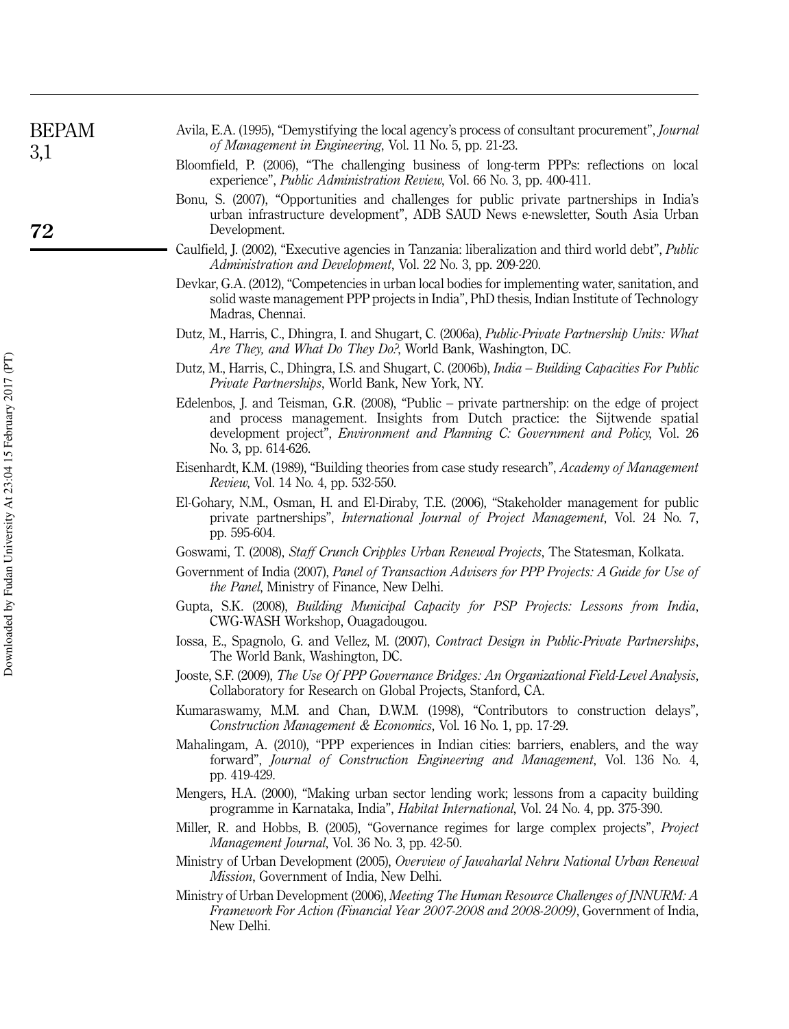Avila, E.A. (1995), "Demystifying the local agency's process of consultant procurement", *Journal of Management in Engineering*, Vol. 11 No. 5, pp. 21-23.

Bloomfield, P. (2006), "The challenging business of long-term PPPs: reflections on local experience", *Public Administration Review*, Vol. 66 No. 3, pp. 400-411.

Bonu, S. (2007), "Opportunities and challenges for public private partnerships in India's urban infrastructure development", ADB SAUD News e-newsletter, South Asia Urban Development.

Caulfield, J. (2002), "Executive agencies in Tanzania: liberalization and third world debt", *Public Administration and Development*, Vol. 22 No. 3, pp. 209-220.

Devkar, G.A. (2012), "Competencies in urban local bodies for implementing water, sanitation, and solid waste management PPP projects in India", PhD thesis, Indian Institute of Technology Madras, Chennai.

Dutz, M., Harris, C., Dhingra, I. and Shugart, C. (2006a), *Public-Private Partnership Units: What Are They, and What Do They Do?*, World Bank, Washington, DC.

Dutz, M., Harris, C., Dhingra, I.S. and Shugart, C. (2006b), *India – Building Capacities For Public Private Partnerships*, World Bank, New York, NY.

Edelenbos, J. and Teisman, G.R. (2008), "Public – private partnership: on the edge of project and process management. Insights from Dutch practice: the Sijtwende spatial development project", *Environment and Planning C: Government and Policy*, Vol. 26 No. 3, pp. 614-626.

Eisenhardt, K.M. (1989), "Building theories from case study research", *Academy of Management Review*, Vol. 14 No. 4, pp. 532-550.

El-Gohary, N.M., Osman, H. and El-Diraby, T.E. (2006), "Stakeholder management for public private partnerships", *International Journal of Project Management*, Vol. 24 No. 7, pp. 595-604.

Goswami, T. (2008), *Staff Crunch Cripples Urban Renewal Projects*, The Statesman, Kolkata.

Government of India (2007), *Panel of Transaction Advisers for PPP Projects: A Guide for Use of the Panel*, Ministry of Finance, New Delhi.

Gupta, S.K. (2008), *Building Municipal Capacity for PSP Projects: Lessons from India*, CWG-WASH Workshop, Ouagadougou.

Iossa, E., Spagnolo, G. and Vellez, M. (2007), *Contract Design in Public-Private Partnerships*, The World Bank, Washington, DC.

Jooste, S.F. (2009), *The Use Of PPP Governance Bridges: An Organizational Field-Level Analysis*, Collaboratory for Research on Global Projects, Stanford, CA.

Kumaraswamy, M.M. and Chan, D.W.M. (1998), "Contributors to construction delays", *Construction Management & Economics*, Vol. 16 No. 1, pp. 17-29.

Mahalingam, A. (2010), "PPP experiences in Indian cities: barriers, enablers, and the way forward", *Journal of Construction Engineering and Management*, Vol. 136 No. 4, pp. 419-429.

Mengers, H.A. (2000), "Making urban sector lending work; lessons from a capacity building programme in Karnataka, India", *Habitat International*, Vol. 24 No. 4, pp. 375-390.

Miller, R. and Hobbs, B. (2005), "Governance regimes for large complex projects", *Project Management Journal*, Vol. 36 No. 3, pp. 42-50.

Ministry of Urban Development (2005), *Overview of Jawaharlal Nehru National Urban Renewal Mission*, Government of India, New Delhi.

Ministry of Urban Development (2006), *Meeting The Human Resource Challenges of JNNURM: A Framework For Action (Financial Year 2007-2008 and 2008-2009)*, Government of India, New Delhi.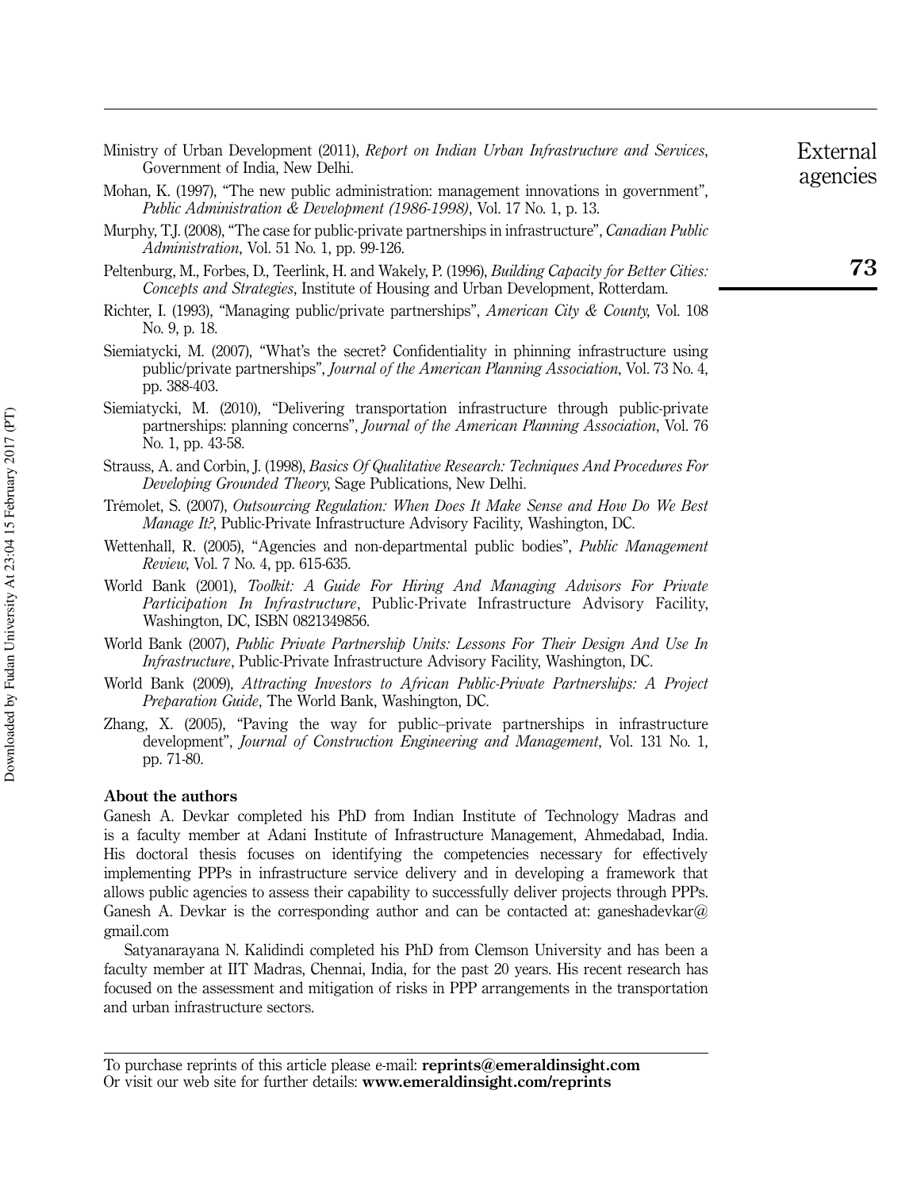Ministry of Urban Development (2011), *Report on Indian Urban Infrastructure and Services*, Government of India, New Delhi.

Mohan, K. (1997), "The new public administration: management innovations in government", *Public Administration & Development (1986-1998)*, Vol. 17 No. 1, p. 13.

Murphy, T.J. (2008), "The case for public-private partnerships in infrastructure", *Canadian Public Administration*, Vol. 51 No. 1, pp. 99-126.

Peltenburg, M., Forbes, D., Teerlink, H. and Wakely, P. (1996), *Building Capacity for Better Cities: Concepts and Strategies*, Institute of Housing and Urban Development, Rotterdam.

Richter, I. (1993), "Managing public/private partnerships", *American City & County*, Vol. 108 No. 9, p. 18.

Siemiatycki, M. (2007), "What's the secret? Confidentiality in phinning infrastructure using public/private partnerships", *Journal of the American Planning Association*, Vol. 73 No. 4, pp. 388-403.

Siemiatycki, M. (2010), "Delivering transportation infrastructure through public-private partnerships: planning concerns", *Journal of the American Planning Association*, Vol. 76 No. 1, pp. 43-58.

Strauss, A. and Corbin, J. (1998), *Basics Of Qualitative Research: Techniques And Procedures For Developing Grounded Theory*, Sage Publications, New Delhi.

Trémolet, S. (2007), *Outsourcing Regulation: When Does It Make Sense and How Do We Best Manage It?*, Public-Private Infrastructure Advisory Facility, Washington, DC.

Wettenhall, R. (2005), "Agencies and non-departmental public bodies", *Public Management Review*, Vol. 7 No. 4, pp. 615-635.

World Bank (2001), *Toolkit: A Guide For Hiring And Managing Advisors For Private Participation In Infrastructure*, Public-Private Infrastructure Advisory Facility, Washington, DC, ISBN 0821349856.

World Bank (2007), *Public Private Partnership Units: Lessons For Their Design And Use In Infrastructure*, Public-Private Infrastructure Advisory Facility, Washington, DC.

World Bank (2009), *Attracting Investors to African Public-Private Partnerships: A Project Preparation Guide*, The World Bank, Washington, DC.

Zhang, X. (2005), "Paving the way for public–private partnerships in infrastructure development", *Journal of Construction Engineering and Management*, Vol. 131 No. 1, pp. 71-80.

### About the authors

Ganesh A. Devkar completed his PhD from Indian Institute of Technology Madras and is a faculty member at Adani Institute of Infrastructure Management, Ahmedabad, India. His doctoral thesis focuses on identifying the competencies necessary for effectively implementing PPPs in infrastructure service delivery and in developing a framework that allows public agencies to assess their capability to successfully deliver projects through PPPs. Ganesh A. Devkar is the corresponding author and can be contacted at: ganeshadevkar@gmail.com

Satyanarayana N. Kalidindi completed his PhD from Clemson University and has been a faculty member at IIT Madras, Chennai, India, for the past 20 years. His recent research has focused on the assessment and mitigation of risks in PPP arrangements in the transportation and urban infrastructure sectors.

To purchase reprints of this article please e-mail: **reprints@emeraldinsight.com**
Or visit our web site for further details: **www.emeraldinsight.com/reprints**